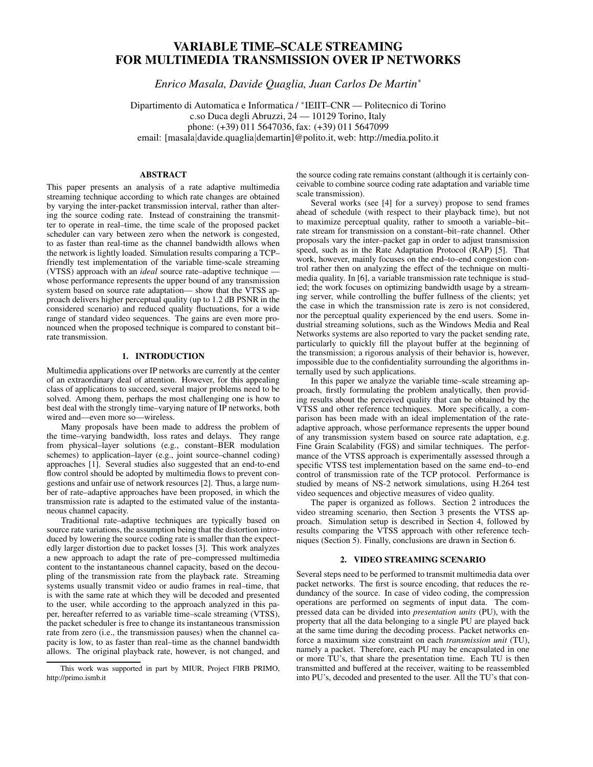# VARIABLE TIME–SCALE STREAMING FOR MULTIMEDIA TRANSMISSION OVER IP NETWORKS

*Enrico Masala, Davide Quaglia, Juan Carlos De Martin*[*]

Dipartimento di Automatica e Informatica / [*]IEIIT–CNR — Politecnico di Torino
c.so Duca degli Abruzzi, 24 — 10129 Torino, Italy
phone: (+39) 011 5647036, fax: (+39) 011 5647099
email: [masala|davide.quaglia|demartin]@polito.it, web: http://media.polito.it

### ABSTRACT

This paper presents an analysis of a rate adaptive multimedia streaming technique according to which rate changes are obtained by varying the inter-packet transmission interval, rather than altering the source coding rate. Instead of constraining the transmitter to operate in real–time, the time scale of the proposed packet scheduler can vary between zero when the network is congested, to as faster than real-time as the channel bandwidth allows when the network is lightly loaded. Simulation results comparing a TCP–friendly test implementation of the variable time-scale streaming (VTSS) approach with an *ideal* source rate–adaptive technique — whose performance represents the upper bound of any transmission system based on source rate adaptation— show that the VTSS approach delivers higher perceptual quality (up to 1.2 dB PSNR in the considered scenario) and reduced quality fluctuations, for a wide range of standard video sequences. The gains are even more pronounced when the proposed technique is compared to constant bit–rate transmission.

## 1. INTRODUCTION

Multimedia applications over IP networks are currently at the center of an extraordinary deal of attention. However, for this appealing class of applications to succeed, several major problems need to be solved. Among them, perhaps the most challenging one is how to best deal with the strongly time–varying nature of IP networks, both wired and—even more so—wireless.

Many proposals have been made to address the problem of the time–varying bandwidth, loss rates and delays. They range from physical–layer solutions (e.g., constant–BER modulation schemes) to application–layer (e.g., joint source–channel coding) approaches [1]. Several studies also suggested that an end-to-end flow control should be adopted by multimedia flows to prevent congestions and unfair use of network resources [2]. Thus, a large number of rate–adaptive approaches have been proposed, in which the transmission rate is adapted to the estimated value of the instantaneous channel capacity.

Traditional rate–adaptive techniques are typically based on source rate variations, the assumption being that the distortion introduced by lowering the source coding rate is smaller than the expectedly larger distortion due to packet losses [3]. This work analyzes a new approach to adapt the rate of pre–compressed multimedia content to the instantaneous channel capacity, based on the decoupling of the transmission rate from the playback rate. Streaming systems usually transmit video or audio frames in real–time, that is with the same rate at which they will be decoded and presented to the user, while according to the approach analyzed in this paper, hereafter referred to as variable time–scale streaming (VTSS), the packet scheduler is free to change its instantaneous transmission rate from zero (i.e., the transmission pauses) when the channel capacity is low, to as faster than real–time as the channel bandwidth allows. The original playback rate, however, is not changed, and the source coding rate remains constant (although it is certainly conceivable to combine source coding rate adaptation and variable time scale transmission).

Several works (see [4] for a survey) propose to send frames ahead of schedule (with respect to their playback time), but not to maximize perceptual quality, rather to smooth a variable–bit–rate stream for transmission on a constant–bit–rate channel. Other proposals vary the inter–packet gap in order to adjust transmission speed, such as in the Rate Adaptation Protocol (RAP) [5]. That work, however, mainly focuses on the end–to–end congestion control rather then on analyzing the effect of the technique on multimedia quality. In [6], a variable transmission rate technique is studied; the work focuses on optimizing bandwidth usage by a streaming server, while controlling the buffer fullness of the clients; yet the case in which the transmission rate is zero is not considered, nor the perceptual quality experienced by the end users. Some industrial streaming solutions, such as the Windows Media and Real Networks systems are also reported to vary the packet sending rate, particularly to quickly fill the playout buffer at the beginning of the transmission; a rigorous analysis of their behavior is, however, impossible due to the confidentiality surrounding the algorithms internally used by such applications.

In this paper we analyze the variable time–scale streaming approach, firstly formulating the problem analytically, then providing results about the perceived quality that can be obtained by the VTSS and other reference techniques. More specifically, a comparison has been made with an ideal implementation of the rate-adaptive approach, whose performance represents the upper bound of any transmission system based on source rate adaptation, e.g. Fine Grain Scalability (FGS) and similar techniques. The performance of the VTSS approach is experimentally assessed through a specific VTSS test implementation based on the same end–to–end control of transmission rate of the TCP protocol. Performance is studied by means of NS-2 network simulations, using H.264 test video sequences and objective measures of video quality.

The paper is organized as follows. Section 2 introduces the video streaming scenario, then Section 3 presents the VTSS approach. Simulation setup is described in Section 4, followed by results comparing the VTSS approach with other reference techniques (Section 5). Finally, conclusions are drawn in Section 6.

## 2. VIDEO STREAMING SCENARIO

Several steps need to be performed to transmit multimedia data over packet networks. The first is source encoding, that reduces the redundancy of the source. In case of video coding, the compression operations are performed on segments of input data. The compressed data can be divided into *presentation units* (PU), with the property that all the data belonging to a single PU are played back at the same time during the decoding process. Packet networks enforce a maximum size constraint on each *transmission unit* (TU), namely a packet. Therefore, each PU may be encapsulated in one or more TU's, that share the presentation time. Each TU is then transmitted and buffered at the receiver, waiting to be reassembled into PU's, decoded and presented to the user. All the TU's that con-

This work was supported in part by MIUR, Project FIRB PRIMO, http://primo.ismb.it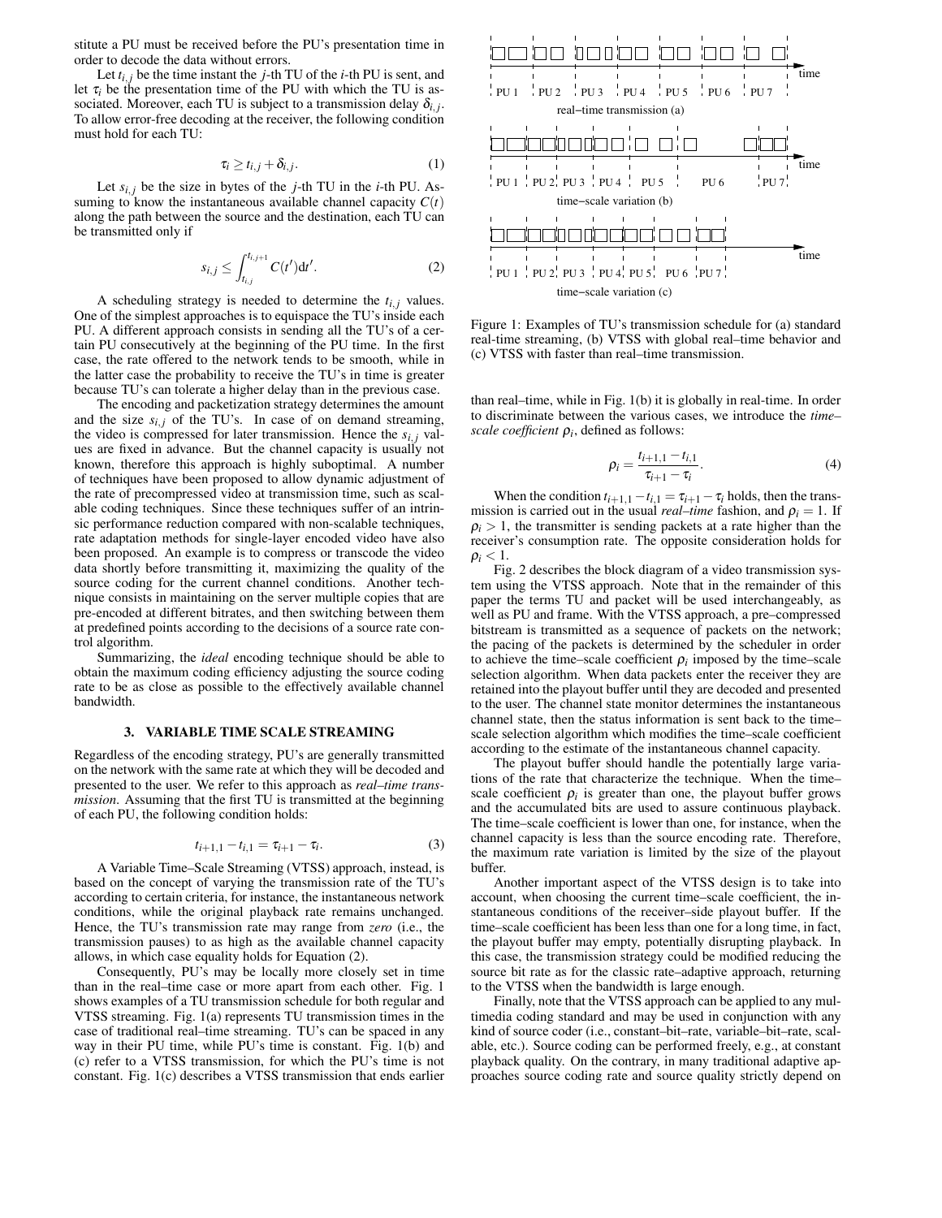stitute a PU must be received before the PU's presentation time in order to decode the data without errors.

Let $t_{i,j}$ be the time instant the $j$-th TU of the $i$-th PU is sent, and let $\tau_i$ be the presentation time of the PU with which the TU is associated. Moreover, each TU is subject to a transmission delay $\delta_{i,j}$. To allow error-free decoding at the receiver, the following condition must hold for each TU:

$$\tau_i \geq t_{i,j} + \delta_{i,j}. \tag{1}$$

Let $s_{i,j}$ be the size in bytes of the $j$-th TU in the $i$-th PU. Assuming to know the instantaneous available channel capacity $C(t)$ along the path between the source and the destination, each TU can be transmitted only if

$$s_{i,j} \leq \int_{t_{i,j}}^{t_{i,j+1}} C(t')\mathrm{d}t'. \tag{2}$$

A scheduling strategy is needed to determine the $t_{i,j}$ values. One of the simplest approaches is to equispace the TU's inside each PU. A different approach consists in sending all the TU's of a certain PU consecutively at the beginning of the PU time. In the first case, the rate offered to the network tends to be smooth, while in the latter case the probability to receive the TU's in time is greater because TU's can tolerate a higher delay than in the previous case.

The encoding and packetization strategy determines the amount and the size $s_{i,j}$ of the TU's. In case of on demand streaming, the video is compressed for later transmission. Hence the $s_{i,j}$ values are fixed in advance. But the channel capacity is usually not known, therefore this approach is highly suboptimal. A number of techniques have been proposed to allow dynamic adjustment of the rate of precompressed video at transmission time, such as scalable coding techniques. Since these techniques suffer of an intrinsic performance reduction compared with non-scalable techniques, rate adaptation methods for single-layer encoded video have also been proposed. An example is to compress or transcode the video data shortly before transmitting it, maximizing the quality of the source coding for the current channel conditions. Another technique consists in maintaining on the server multiple copies that are pre-encoded at different bitrates, and then switching between them at predefined points according to the decisions of a source rate control algorithm.

Summarizing, the *ideal* encoding technique should be able to obtain the maximum coding efficiency adjusting the source coding rate to be as close as possible to the effectively available channel bandwidth.

### 3. VARIABLE TIME SCALE STREAMING

Regardless of the encoding strategy, PU's are generally transmitted on the network with the same rate at which they will be decoded and presented to the user. We refer to this approach as *real–time transmission*. Assuming that the first TU is transmitted at the beginning of each PU, the following condition holds:

$$t_{i+1,1} - t_{i,1} = \tau_{i+1} - \tau_i. \tag{3}$$

A Variable Time–Scale Streaming (VTSS) approach, instead, is based on the concept of varying the transmission rate of the TU's according to certain criteria, for instance, the instantaneous network conditions, while the original playback rate remains unchanged. Hence, the TU's transmission rate may range from *zero* (i.e., the transmission pauses) to as high as the available channel capacity allows, in which case equality holds for Equation (2).

Consequently, PU's may be locally more closely set in time than in the real–time case or more apart from each other. Fig. 1 shows examples of a TU transmission schedule for both regular and VTSS streaming. Fig. 1(a) represents TU transmission times in the case of traditional real–time streaming. TU's can be spaced in any way in their PU time, while PU's time is constant. Fig. 1(b) and (c) refer to a VTSS transmission, for which the PU's time is not constant. Fig. 1(c) describes a VTSS transmission that ends earlier than real–time, while in Fig. 1(b) it is globally in real-time. In order to discriminate between the various cases, we introduce the *time–scale coefficient* $\rho_i$, defined as follows:

$$\rho_i = \frac{t_{i+1,1} - t_{i,1}}{\tau_{i+1} - \tau_i}. \tag{4}$$

Figure 1: Examples of TU's transmission schedule for (a) standard real-time streaming, (b) VTSS with global real–time behavior and (c) VTSS with faster than real–time transmission.

When the condition $t_{i+1,1} - t_{i,1} = \tau_{i+1} - \tau_i$ holds, then the transmission is carried out in the usual *real–time* fashion, and $\rho_i = 1$. If $\rho_i > 1$, the transmitter is sending packets at a rate higher than the receiver's consumption rate. The opposite consideration holds for $\rho_i < 1$.

Fig. 2 describes the block diagram of a video transmission system using the VTSS approach. Note that in the remainder of this paper the terms TU and packet will be used interchangeably, as well as PU and frame. With the VTSS approach, a pre–compressed bitstream is transmitted as a sequence of packets on the network; the pacing of the packets is determined by the scheduler in order to achieve the time–scale coefficient $\rho_i$ imposed by the time–scale selection algorithm. When data packets enter the receiver they are retained into the playout buffer until they are decoded and presented to the user. The channel state monitor determines the instantaneous channel state, then the status information is sent back to the time–scale selection algorithm which modifies the time–scale coefficient according to the estimate of the instantaneous channel capacity.

The playout buffer should handle the potentially large variations of the rate that characterize the technique. When the time–scale coefficient $\rho_i$ is greater than one, the playout buffer grows and the accumulated bits are used to assure continuous playback. The time–scale coefficient is lower than one, for instance, when the channel capacity is less than the source encoding rate. Therefore, the maximum rate variation is limited by the size of the playout buffer.

Another important aspect of the VTSS design is to take into account, when choosing the current time–scale coefficient, the instantaneous conditions of the receiver–side playout buffer. If the time–scale coefficient has been less than one for a long time, in fact, the playout buffer may empty, potentially disrupting playback. In this case, the transmission strategy could be modified reducing the source bit rate as for the classic rate–adaptive approach, returning to the VTSS when the bandwidth is large enough.

Finally, note that the VTSS approach can be applied to any multimedia coding standard and may be used in conjunction with any kind of source coder (i.e., constant–bit–rate, variable–bit–rate, scalable, etc.). Source coding can be performed freely, e.g., at constant playback quality. On the contrary, in many traditional adaptive approaches source coding rate and source quality strictly depend on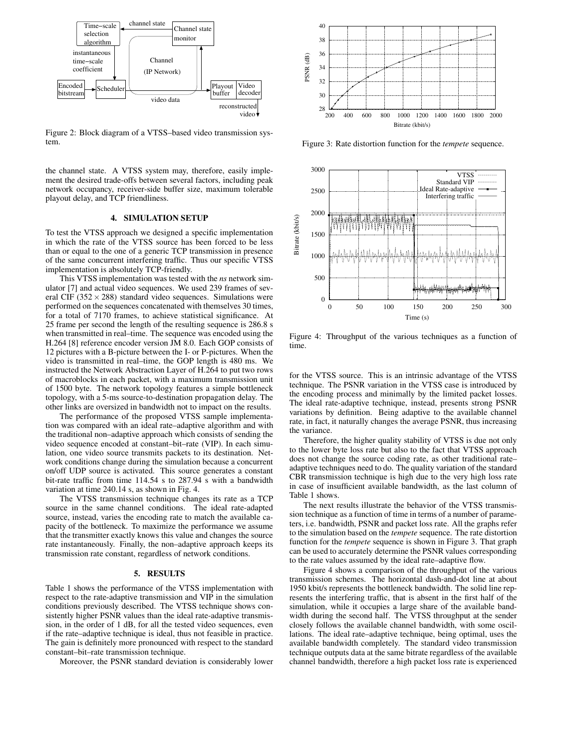Figure 2: Block diagram of a VTSS–based video transmission system.

the channel state. A VTSS system may, therefore, easily implement the desired trade-offs between several factors, including peak network occupancy, receiver-side buffer size, maximum tolerable playout delay, and TCP friendliness.

## 4. SIMULATION SETUP

To test the VTSS approach we designed a specific implementation in which the rate of the VTSS source has been forced to be less than or equal to the one of a generic TCP transmission in presence of the same concurrent interfering traffic. Thus our specific VTSS implementation is absolutely TCP-friendly.

This VTSS implementation was tested with the *ns* network simulator [7] and actual video sequences. We used 239 frames of several CIF ($352 \times 288$) standard video sequences. Simulations were performed on the sequences concatenated with themselves 30 times, for a total of 7170 frames, to achieve statistical significance. At 25 frame per second the length of the resulting sequence is 286.8 s when transmitted in real–time. The sequence was encoded using the H.264 [8] reference encoder version JM 8.0. Each GOP consists of 12 pictures with a B-picture between the I- or P-pictures. When the video is transmitted in real–time, the GOP length is 480 ms. We instructed the Network Abstraction Layer of H.264 to put two rows of macroblocks in each packet, with a maximum transmission unit of 1500 byte. The network topology features a simple bottleneck topology, with a 5-ms source-to-destination propagation delay. The other links are oversized in bandwidth not to impact on the results.

The performance of the proposed VTSS sample implementation was compared with an ideal rate–adaptive algorithm and with the traditional non–adaptive approach which consists of sending the video sequence encoded at constant–bit–rate (VIP). In each simulation, one video source transmits packets to its destination. Network conditions change during the simulation because a concurrent on/off UDP source is activated. This source generates a constant bit-rate traffic from time 114.54 s to 287.94 s with a bandwidth variation at time 240.14 s, as shown in Fig. 4.

The VTSS transmission technique changes its rate as a TCP source in the same channel conditions. The ideal rate-adapted source, instead, varies the encoding rate to match the available capacity of the bottleneck. To maximize the performance we assume that the transmitter exactly knows this value and changes the source rate instantaneously. Finally, the non–adaptive approach keeps its transmission rate constant, regardless of network conditions.

## 5. RESULTS

Table 1 shows the performance of the VTSS implementation with respect to the rate-adaptive transmission and VIP in the simulation conditions previously described. The VTSS technique shows consistently higher PSNR values than the ideal rate-adaptive transmission, in the order of 1 dB, for all the tested video sequences, even if the rate–adaptive technique is ideal, thus not feasible in practice. The gain is definitely more pronounced with respect to the standard constant–bit–rate transmission technique.

Moreover, the PSNR standard deviation is considerably lower for the VTSS source. This is an intrinsic advantage of the VTSS technique. The PSNR variation in the VTSS case is introduced by the encoding process and minimally by the limited packet losses. The ideal rate-adaptive technique, instead, presents strong PSNR variations by definition. Being adaptive to the available channel rate, in fact, it naturally changes the average PSNR, thus increasing the variance.

Therefore, the higher quality stability of VTSS is due not only to the lower byte loss rate but also to the fact that VTSS approach does not change the source coding rate, as other traditional rate–adaptive techniques need to do. The quality variation of the standard CBR transmission technique is high due to the very high loss rate in case of insufficient available bandwidth, as the last column of Table 1 shows.

The next results illustrate the behavior of the VTSS transmission technique as a function of time in terms of a number of parameters, i.e. bandwidth, PSNR and packet loss rate. All the graphs refer to the simulation based on the *tempete* sequence. The rate distortion function for the *tempete* sequence is shown in Figure 3. That graph can be used to accurately determine the PSNR values corresponding to the rate values assumed by the ideal rate–adaptive flow.

Figure 3: Rate distortion function for the *tempete* sequence.

Figure 4: Throughput of the various techniques as a function of time.

Figure 4 shows a comparison of the throughput of the various transmission schemes. The horizontal dash-and-dot line at about 1950 kbit/s represents the bottleneck bandwidth. The solid line represents the interfering traffic, that is absent in the first half of the simulation, while it occupies a large share of the available bandwidth during the second half. The VTSS throughput at the sender closely follows the available channel bandwidth, with some oscillations. The ideal rate–adaptive technique, being optimal, uses the available bandwidth completely. The standard video transmission technique outputs data at the same bitrate regardless of the available channel bandwidth, therefore a high packet loss rate is experienced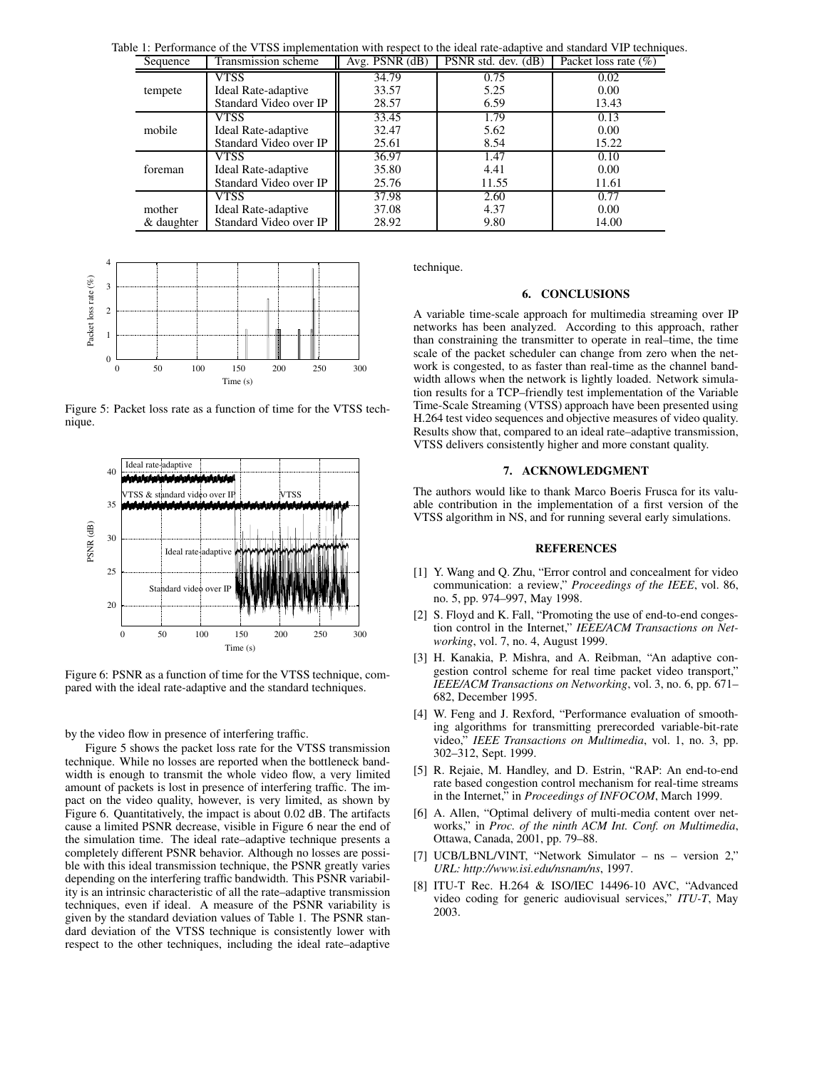Table 1: Performance of the VTSS implementation with respect to the ideal rate-adaptive and standard VIP techniques.

| Sequence | Transmission scheme | Avg. PSNR (dB) | PSNR std. dev. (dB) | Packet loss rate (%) |
|---|---|---|---|---|
| tempete | VTSS | 34.79 | 0.75 | 0.02 |
| | Ideal Rate-adaptive | 33.57 | 5.25 | 0.00 |
| | Standard Video over IP | 28.57 | 6.59 | 13.43 |
| mobile | VTSS | 33.45 | 1.79 | 0.13 |
| | Ideal Rate-adaptive | 32.47 | 5.62 | 0.00 |
| | Standard Video over IP | 25.61 | 8.54 | 15.22 |
| foreman | VTSS | 36.97 | 1.47 | 0.10 |
| | Ideal Rate-adaptive | 35.80 | 4.41 | 0.00 |
| | Standard Video over IP | 25.76 | 11.55 | 11.61 |
| mother & daughter | VTSS | 37.98 | 2.60 | 0.77 |
| | Ideal Rate-adaptive | 37.08 | 4.37 | 0.00 |
| | Standard Video over IP | 28.92 | 9.80 | 14.00 |

Packet loss rate (%)
0 1 2 3 4
Time (s)
0 50 100 150 200 250 300

Figure 5: Packet loss rate as a function of time for the VTSS technique.

Ideal rate-adaptive
VTSS & standard video over IP
VTSS
Ideal rate-adaptive
Standard video over IP
PSNR (dB)
20 25 30 35 40
Time (s)
0 50 100 150 200 250 300

Figure 6: PSNR as a function of time for the VTSS technique, compared with the ideal rate-adaptive and the standard techniques.

by the video flow in presence of interfering traffic.

Figure 5 shows the packet loss rate for the VTSS transmission technique. While no losses are reported when the bottleneck bandwidth is enough to transmit the whole video flow, a very limited amount of packets is lost in presence of interfering traffic. The impact on the video quality, however, is very limited, as shown by Figure 6. Quantitatively, the impact is about 0.02 dB. The artifacts cause a limited PSNR decrease, visible in Figure 6 near the end of the simulation time. The ideal rate–adaptive technique presents a completely different PSNR behavior. Although no losses are possible with this ideal transmission technique, the PSNR greatly varies depending on the interfering traffic bandwidth. This PSNR variability is an intrinsic characteristic of all the rate–adaptive transmission techniques, even if ideal. A measure of the PSNR variability is given by the standard deviation values of Table 1. The PSNR standard deviation of the VTSS technique is consistently lower with respect to the other techniques, including the ideal rate–adaptive technique.

## 6. CONCLUSIONS

A variable time-scale approach for multimedia streaming over IP networks has been analyzed. According to this approach, rather than constraining the transmitter to operate in real–time, the time scale of the packet scheduler can change from zero when the network is congested, to as faster than real-time as the channel bandwidth allows when the network is lightly loaded. Network simulation results for a TCP–friendly test implementation of the Variable Time-Scale Streaming (VTSS) approach have been presented using H.264 test video sequences and objective measures of video quality. Results show that, compared to an ideal rate–adaptive transmission, VTSS delivers consistently higher and more constant quality.

## 7. ACKNOWLEDGMENT

The authors would like to thank Marco Boeris Frusca for its valuable contribution in the implementation of a first version of the VTSS algorithm in NS, and for running several early simulations.

## REFERENCES

[1] Y. Wang and Q. Zhu, "Error control and concealment for video communication: a review," *Proceedings of the IEEE*, vol. 86, no. 5, pp. 974–997, May 1998.

[2] S. Floyd and K. Fall, "Promoting the use of end-to-end congestion control in the Internet," *IEEE/ACM Transactions on Networking*, vol. 7, no. 4, August 1999.

[3] H. Kanakia, P. Mishra, and A. Reibman, "An adaptive congestion control scheme for real time packet video transport," *IEEE/ACM Transactions on Networking*, vol. 3, no. 6, pp. 671–682, December 1995.

[4] W. Feng and J. Rexford, "Performance evaluation of smoothing algorithms for transmitting prerecorded variable-bit-rate video," *IEEE Transactions on Multimedia*, vol. 1, no. 3, pp. 302–312, Sept. 1999.

[5] R. Rejaie, M. Handley, and D. Estrin, "RAP: An end-to-end rate based congestion control mechanism for real-time streams in the Internet," in *Proceedings of INFOCOM*, March 1999.

[6] A. Allen, "Optimal delivery of multi-media content over networks," in *Proc. of the ninth ACM Int. Conf. on Multimedia*, Ottawa, Canada, 2001, pp. 79–88.

[7] UCB/LBNL/VINT, "Network Simulator – ns – version 2," *URL: http://www.isi.edu/nsnam/ns*, 1997.

[8] ITU-T Rec. H.264 & ISO/IEC 14496-10 AVC, "Advanced video coding for generic audiovisual services," *ITU-T*, May 2003.